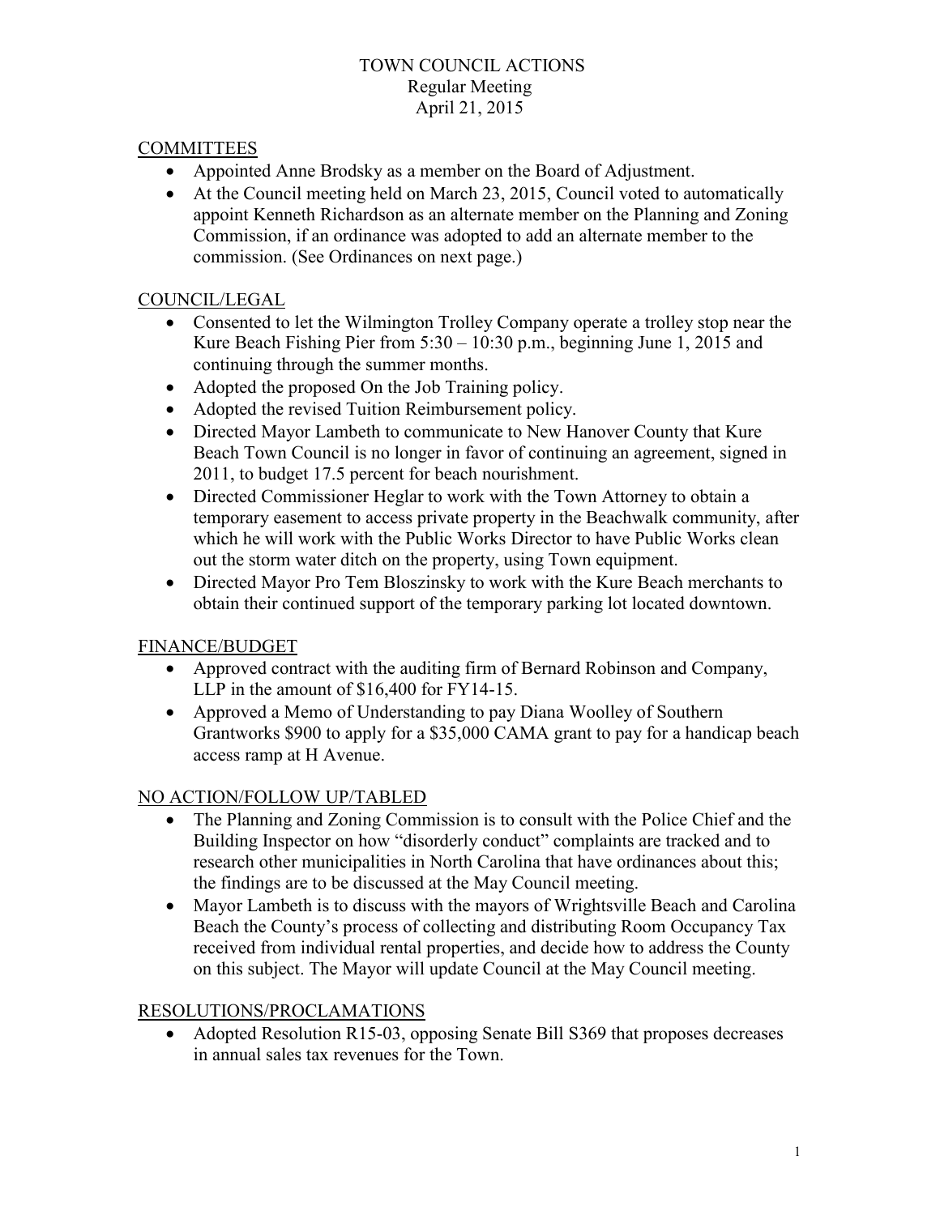# TOWN COUNCIL ACTIONS

Regular Meeting

April 21, 2015

## COMMITTEES

- Appointed Anne Brodsky as a member on the Board of Adjustment.
- At the Council meeting held on March 23, 2015, Council voted to automatically appoint Kenneth Richardson as an alternate member on the Planning and Zoning Commission, if an ordinance was adopted to add an alternate member to the commission. (See Ordinances on next page.)

## COUNCIL/LEGAL

- Consented to let the Wilmington Trolley Company operate a trolley stop near the Kure Beach Fishing Pier from 5:30 – 10:30 p.m., beginning June 1, 2015 and continuing through the summer months.
- Adopted the proposed On the Job Training policy.
- Adopted the revised Tuition Reimbursement policy.
- Directed Mayor Lambeth to communicate to New Hanover County that Kure Beach Town Council is no longer in favor of continuing an agreement, signed in 2011, to budget 17.5 percent for beach nourishment.
- Directed Commissioner Heglar to work with the Town Attorney to obtain a temporary easement to access private property in the Beachwalk community, after which he will work with the Public Works Director to have Public Works clean out the storm water ditch on the property, using Town equipment.
- Directed Mayor Pro Tem Bloszinsky to work with the Kure Beach merchants to obtain their continued support of the temporary parking lot located downtown.

## FINANCE/BUDGET

- Approved contract with the auditing firm of Bernard Robinson and Company, LLP in the amount of $16,400 for FY14-15.
- Approved a Memo of Understanding to pay Diana Woolley of Southern Grantworks $900 to apply for a $35,000 CAMA grant to pay for a handicap beach access ramp at H Avenue.

## NO ACTION/FOLLOW UP/TABLED

- The Planning and Zoning Commission is to consult with the Police Chief and the Building Inspector on how "disorderly conduct" complaints are tracked and to research other municipalities in North Carolina that have ordinances about this; the findings are to be discussed at the May Council meeting.
- Mayor Lambeth is to discuss with the mayors of Wrightsville Beach and Carolina Beach the County's process of collecting and distributing Room Occupancy Tax received from individual rental properties, and decide how to address the County on this subject. The Mayor will update Council at the May Council meeting.

## RESOLUTIONS/PROCLAMATIONS

- Adopted Resolution R15-03, opposing Senate Bill S369 that proposes decreases in annual sales tax revenues for the Town.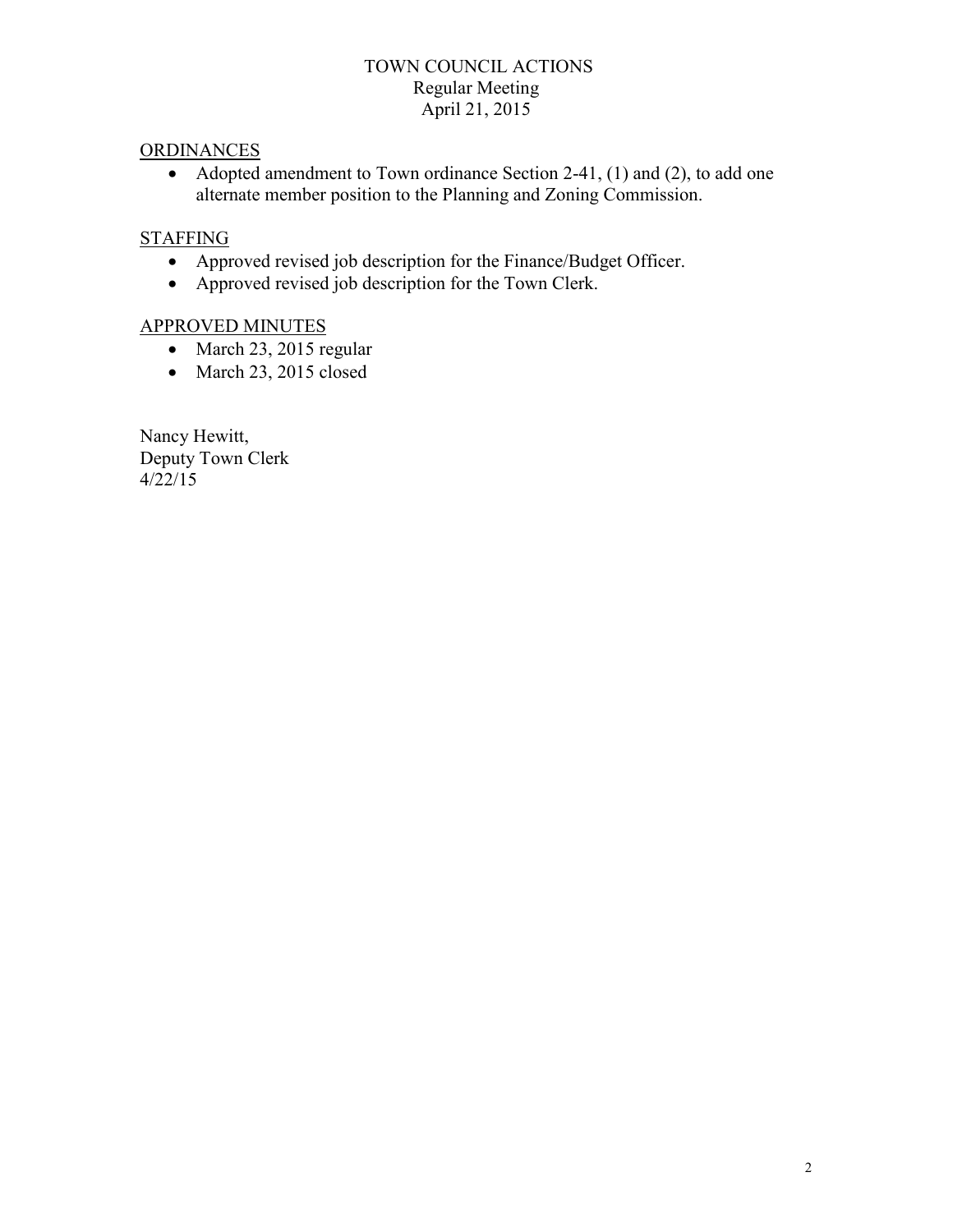# TOWN COUNCIL ACTIONS
## Regular Meeting
## April 21, 2015

ORDINANCES

- Adopted amendment to Town ordinance Section 2-41, (1) and (2), to add one alternate member position to the Planning and Zoning Commission.

STAFFING

- Approved revised job description for the Finance/Budget Officer.
- Approved revised job description for the Town Clerk.

APPROVED MINUTES

- March 23, 2015 regular
- March 23, 2015 closed

Nancy Hewitt,
Deputy Town Clerk
4/22/15